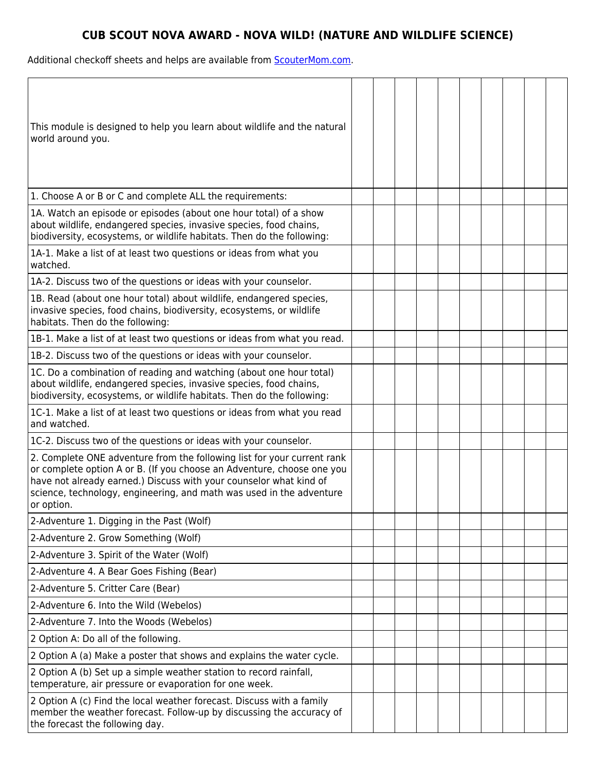# CUB SCOUT NOVA AWARD - NOVA WILD! (NATURE AND WILDLIFE SCIENCE)

Additional checkoff sheets and helps are available from [ScouterMom.com](ScouterMom.com).

| This module is designed to help you learn about wildlife and the natural world around you. | | | | | | | | | | |
|---|---|---|---|---|---|---|---|---|---|---|
| 1. Choose A or B or C and complete ALL the requirements: | | | | | | | | | | |
| 1A. Watch an episode or episodes (about one hour total) of a show about wildlife, endangered species, invasive species, food chains, biodiversity, ecosystems, or wildlife habitats. Then do the following: | | | | | | | | | | |
| 1A-1. Make a list of at least two questions or ideas from what you watched. | | | | | | | | | | |
| 1A-2. Discuss two of the questions or ideas with your counselor. | | | | | | | | | | |
| 1B. Read (about one hour total) about wildlife, endangered species, invasive species, food chains, biodiversity, ecosystems, or wildlife habitats. Then do the following: | | | | | | | | | | |
| 1B-1. Make a list of at least two questions or ideas from what you read. | | | | | | | | | | |
| 1B-2. Discuss two of the questions or ideas with your counselor. | | | | | | | | | | |
| 1C. Do a combination of reading and watching (about one hour total) about wildlife, endangered species, invasive species, food chains, biodiversity, ecosystems, or wildlife habitats. Then do the following: | | | | | | | | | | |
| 1C-1. Make a list of at least two questions or ideas from what you read and watched. | | | | | | | | | | |
| 1C-2. Discuss two of the questions or ideas with your counselor. | | | | | | | | | | |
| 2. Complete ONE adventure from the following list for your current rank or complete option A or B. (If you choose an Adventure, choose one you have not already earned.) Discuss with your counselor what kind of science, technology, engineering, and math was used in the adventure or option. | | | | | | | | | | |
| 2-Adventure 1. Digging in the Past (Wolf) | | | | | | | | | | |
| 2-Adventure 2. Grow Something (Wolf) | | | | | | | | | | |
| 2-Adventure 3. Spirit of the Water (Wolf) | | | | | | | | | | |
| 2-Adventure 4. A Bear Goes Fishing (Bear) | | | | | | | | | | |
| 2-Adventure 5. Critter Care (Bear) | | | | | | | | | | |
| 2-Adventure 6. Into the Wild (Webelos) | | | | | | | | | | |
| 2-Adventure 7. Into the Woods (Webelos) | | | | | | | | | | |
| 2 Option A: Do all of the following. | | | | | | | | | | |
| 2 Option A (a) Make a poster that shows and explains the water cycle. | | | | | | | | | | |
| 2 Option A (b) Set up a simple weather station to record rainfall, temperature, air pressure or evaporation for one week. | | | | | | | | | | |
| 2 Option A (c) Find the local weather forecast. Discuss with a family member the weather forecast. Follow-up by discussing the accuracy of the forecast the following day. | | | | | | | | | | |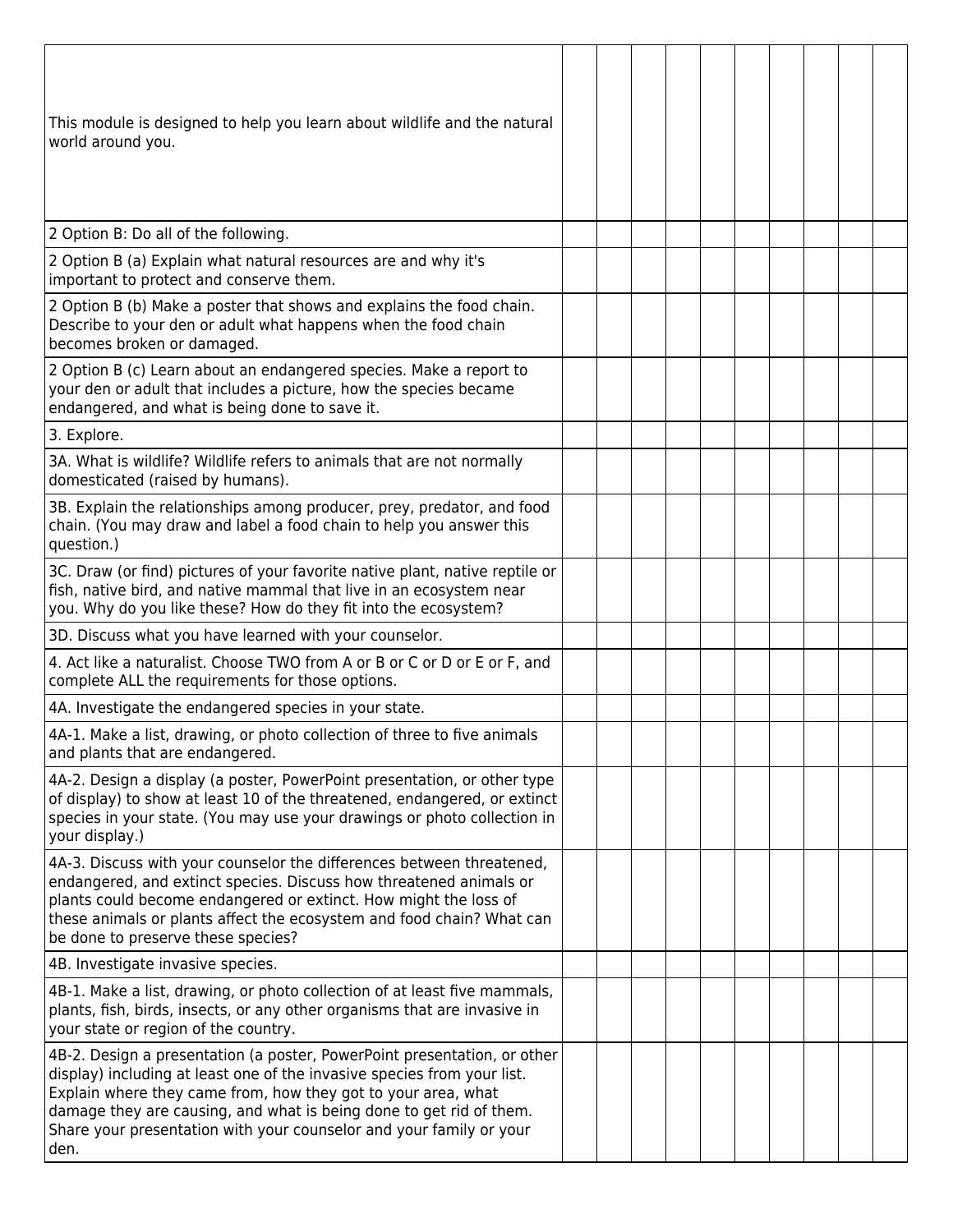| | | | | | | | | | | |
|---|---|---|---|---|---|---|---|---|---|---|
| This module is designed to help you learn about wildlife and the natural world around you. | | | | | | | | | | |
| 2 Option B: Do all of the following. | | | | | | | | | | |
| 2 Option B (a) Explain what natural resources are and why it's important to protect and conserve them. | | | | | | | | | | |
| 2 Option B (b) Make a poster that shows and explains the food chain. Describe to your den or adult what happens when the food chain becomes broken or damaged. | | | | | | | | | | |
| 2 Option B (c) Learn about an endangered species. Make a report to your den or adult that includes a picture, how the species became endangered, and what is being done to save it. | | | | | | | | | | |
| 3. Explore. | | | | | | | | | | |
| 3A. What is wildlife? Wildlife refers to animals that are not normally domesticated (raised by humans). | | | | | | | | | | |
| 3B. Explain the relationships among producer, prey, predator, and food chain. (You may draw and label a food chain to help you answer this question.) | | | | | | | | | | |
| 3C. Draw (or find) pictures of your favorite native plant, native reptile or fish, native bird, and native mammal that live in an ecosystem near you. Why do you like these? How do they fit into the ecosystem? | | | | | | | | | | |
| 3D. Discuss what you have learned with your counselor. | | | | | | | | | | |
| 4. Act like a naturalist. Choose TWO from A or B or C or D or E or F, and complete ALL the requirements for those options. | | | | | | | | | | |
| 4A. Investigate the endangered species in your state. | | | | | | | | | | |
| 4A-1. Make a list, drawing, or photo collection of three to five animals and plants that are endangered. | | | | | | | | | | |
| 4A-2. Design a display (a poster, PowerPoint presentation, or other type of display) to show at least 10 of the threatened, endangered, or extinct species in your state. (You may use your drawings or photo collection in your display.) | | | | | | | | | | |
| 4A-3. Discuss with your counselor the differences between threatened, endangered, and extinct species. Discuss how threatened animals or plants could become endangered or extinct. How might the loss of these animals or plants affect the ecosystem and food chain? What can be done to preserve these species? | | | | | | | | | | |
| 4B. Investigate invasive species. | | | | | | | | | | |
| 4B-1. Make a list, drawing, or photo collection of at least five mammals, plants, fish, birds, insects, or any other organisms that are invasive in your state or region of the country. | | | | | | | | | | |
| 4B-2. Design a presentation (a poster, PowerPoint presentation, or other display) including at least one of the invasive species from your list. Explain where they came from, how they got to your area, what damage they are causing, and what is being done to get rid of them. Share your presentation with your counselor and your family or your den. | | | | | | | | | | |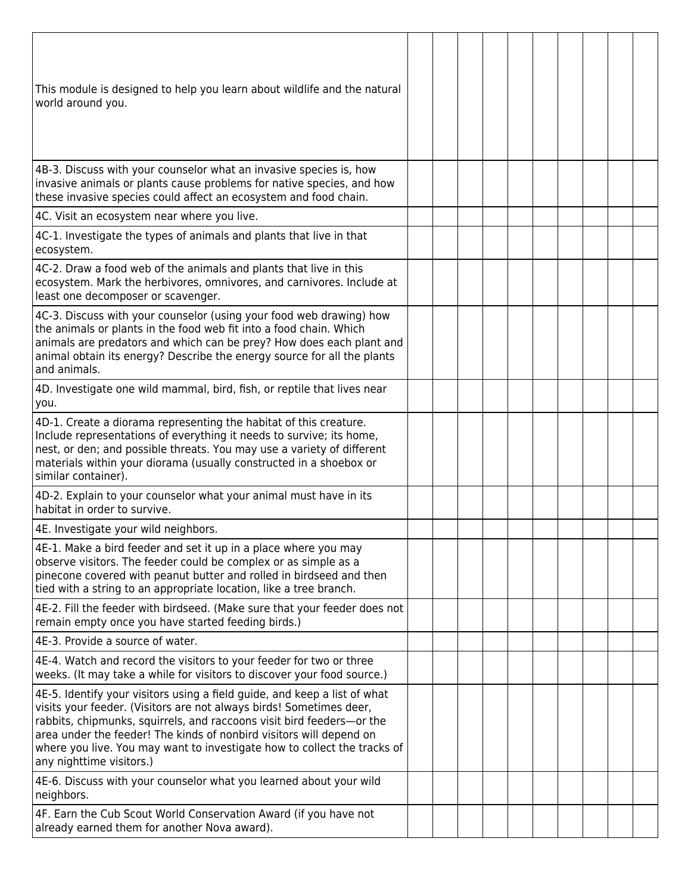| This module is designed to help you learn about wildlife and the natural world around you. | | | | | | | | | | |
|---|---|---|---|---|---|---|---|---|---|---|
| 4B-3. Discuss with your counselor what an invasive species is, how invasive animals or plants cause problems for native species, and how these invasive species could affect an ecosystem and food chain. | | | | | | | | | | |
| 4C. Visit an ecosystem near where you live. | | | | | | | | | | |
| 4C-1. Investigate the types of animals and plants that live in that ecosystem. | | | | | | | | | | |
| 4C-2. Draw a food web of the animals and plants that live in this ecosystem. Mark the herbivores, omnivores, and carnivores. Include at least one decomposer or scavenger. | | | | | | | | | | |
| 4C-3. Discuss with your counselor (using your food web drawing) how the animals or plants in the food web fit into a food chain. Which animals are predators and which can be prey? How does each plant and animal obtain its energy? Describe the energy source for all the plants and animals. | | | | | | | | | | |
| 4D. Investigate one wild mammal, bird, fish, or reptile that lives near you. | | | | | | | | | | |
| 4D-1. Create a diorama representing the habitat of this creature. Include representations of everything it needs to survive; its home, nest, or den; and possible threats. You may use a variety of different materials within your diorama (usually constructed in a shoebox or similar container). | | | | | | | | | | |
| 4D-2. Explain to your counselor what your animal must have in its habitat in order to survive. | | | | | | | | | | |
| 4E. Investigate your wild neighbors. | | | | | | | | | | |
| 4E-1. Make a bird feeder and set it up in a place where you may observe visitors. The feeder could be complex or as simple as a pinecone covered with peanut butter and rolled in birdseed and then tied with a string to an appropriate location, like a tree branch. | | | | | | | | | | |
| 4E-2. Fill the feeder with birdseed. (Make sure that your feeder does not remain empty once you have started feeding birds.) | | | | | | | | | | |
| 4E-3. Provide a source of water. | | | | | | | | | | |
| 4E-4. Watch and record the visitors to your feeder for two or three weeks. (It may take a while for visitors to discover your food source.) | | | | | | | | | | |
| 4E-5. Identify your visitors using a field guide, and keep a list of what visits your feeder. (Visitors are not always birds! Sometimes deer, rabbits, chipmunks, squirrels, and raccoons visit bird feeders—or the area under the feeder! The kinds of nonbird visitors will depend on where you live. You may want to investigate how to collect the tracks of any nighttime visitors.) | | | | | | | | | | |
| 4E-6. Discuss with your counselor what you learned about your wild neighbors. | | | | | | | | | | |
| 4F. Earn the Cub Scout World Conservation Award (if you have not already earned them for another Nova award). | | | | | | | | | | |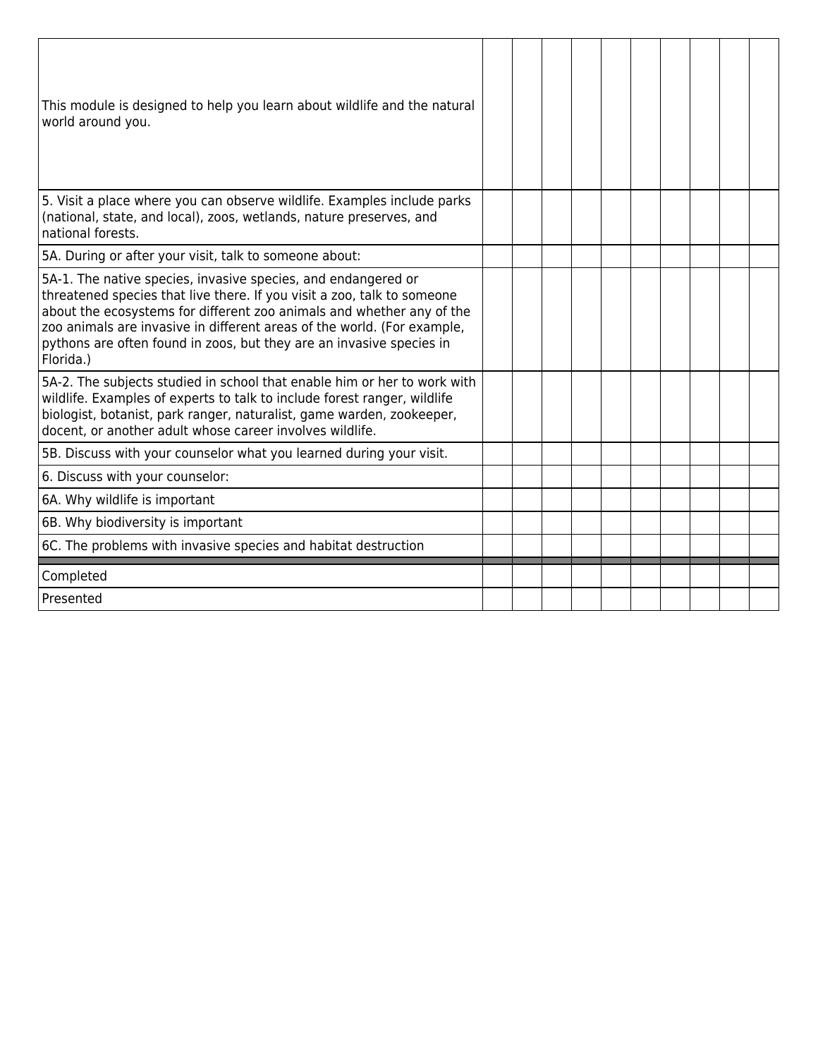| | | | | | | | | | | |
|---|---|---|---|---|---|---|---|---|---|---|
| This module is designed to help you learn about wildlife and the natural world around you. | | | | | | | | | | |
| 5. Visit a place where you can observe wildlife. Examples include parks (national, state, and local), zoos, wetlands, nature preserves, and national forests. | | | | | | | | | | |
| 5A. During or after your visit, talk to someone about: | | | | | | | | | | |
| 5A-1. The native species, invasive species, and endangered or threatened species that live there. If you visit a zoo, talk to someone about the ecosystems for different zoo animals and whether any of the zoo animals are invasive in different areas of the world. (For example, pythons are often found in zoos, but they are an invasive species in Florida.) | | | | | | | | | | |
| 5A-2. The subjects studied in school that enable him or her to work with wildlife. Examples of experts to talk to include forest ranger, wildlife biologist, botanist, park ranger, naturalist, game warden, zookeeper, docent, or another adult whose career involves wildlife. | | | | | | | | | | |
| 5B. Discuss with your counselor what you learned during your visit. | | | | | | | | | | |
| 6. Discuss with your counselor: | | | | | | | | | | |
| 6A. Why wildlife is important | | | | | | | | | | |
| 6B. Why biodiversity is important | | | | | | | | | | |
| 6C. The problems with invasive species and habitat destruction | | | | | | | | | | |
| Completed | | | | | | | | | | |
| Presented | | | | | | | | | | |